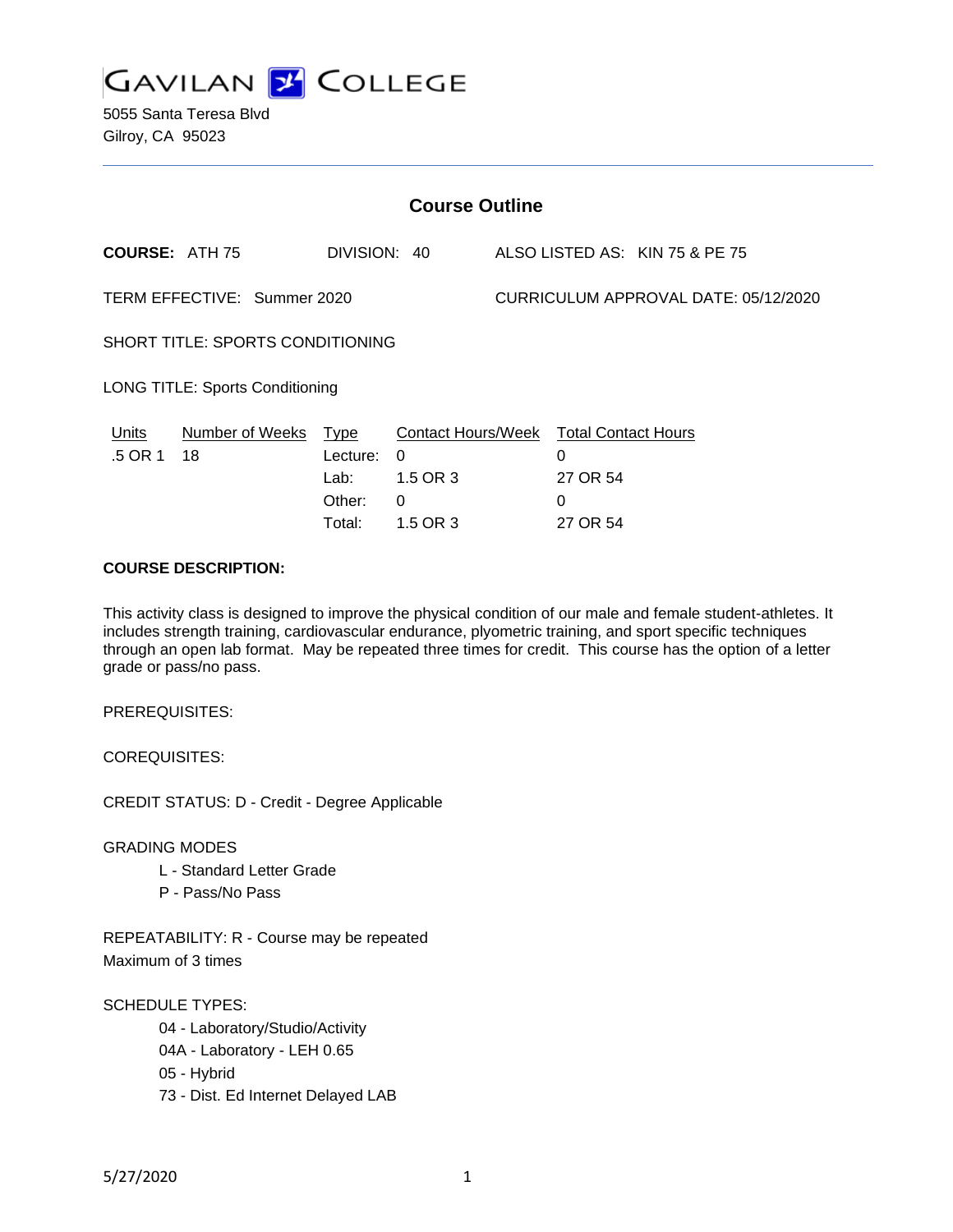# GAVILAN COLLEGE

5055 Santa Teresa Blvd
Gilroy, CA 95023

## Course Outline

**COURSE:** ATH 75 DIVISION: 40 ALSO LISTED AS: KIN 75 & PE 75

TERM EFFECTIVE: Summer 2020 CURRICULUM APPROVAL DATE: 05/12/2020

SHORT TITLE: SPORTS CONDITIONING

LONG TITLE: Sports Conditioning

| Units | Number of Weeks | Type | Contact Hours/Week | Total Contact Hours |
|---|---|---|---|---|
| .5 OR 1 | 18 | Lecture: | 0 | 0 |
| | | Lab: | 1.5 OR 3 | 27 OR 54 |
| | | Other: | 0 | 0 |
| | | Total: | 1.5 OR 3 | 27 OR 54 |

**COURSE DESCRIPTION:**

This activity class is designed to improve the physical condition of our male and female student-athletes. It includes strength training, cardiovascular endurance, plyometric training, and sport specific techniques through an open lab format. May be repeated three times for credit. This course has the option of a letter grade or pass/no pass.

PREREQUISITES:

COREQUISITES:

CREDIT STATUS: D - Credit - Degree Applicable

GRADING MODES

- L - Standard Letter Grade
- P - Pass/No Pass

REPEATABILITY: R - Course may be repeated
Maximum of 3 times

SCHEDULE TYPES:

- 04 - Laboratory/Studio/Activity
- 04A - Laboratory - LEH 0.65
- 05 - Hybrid
- 73 - Dist. Ed Internet Delayed LAB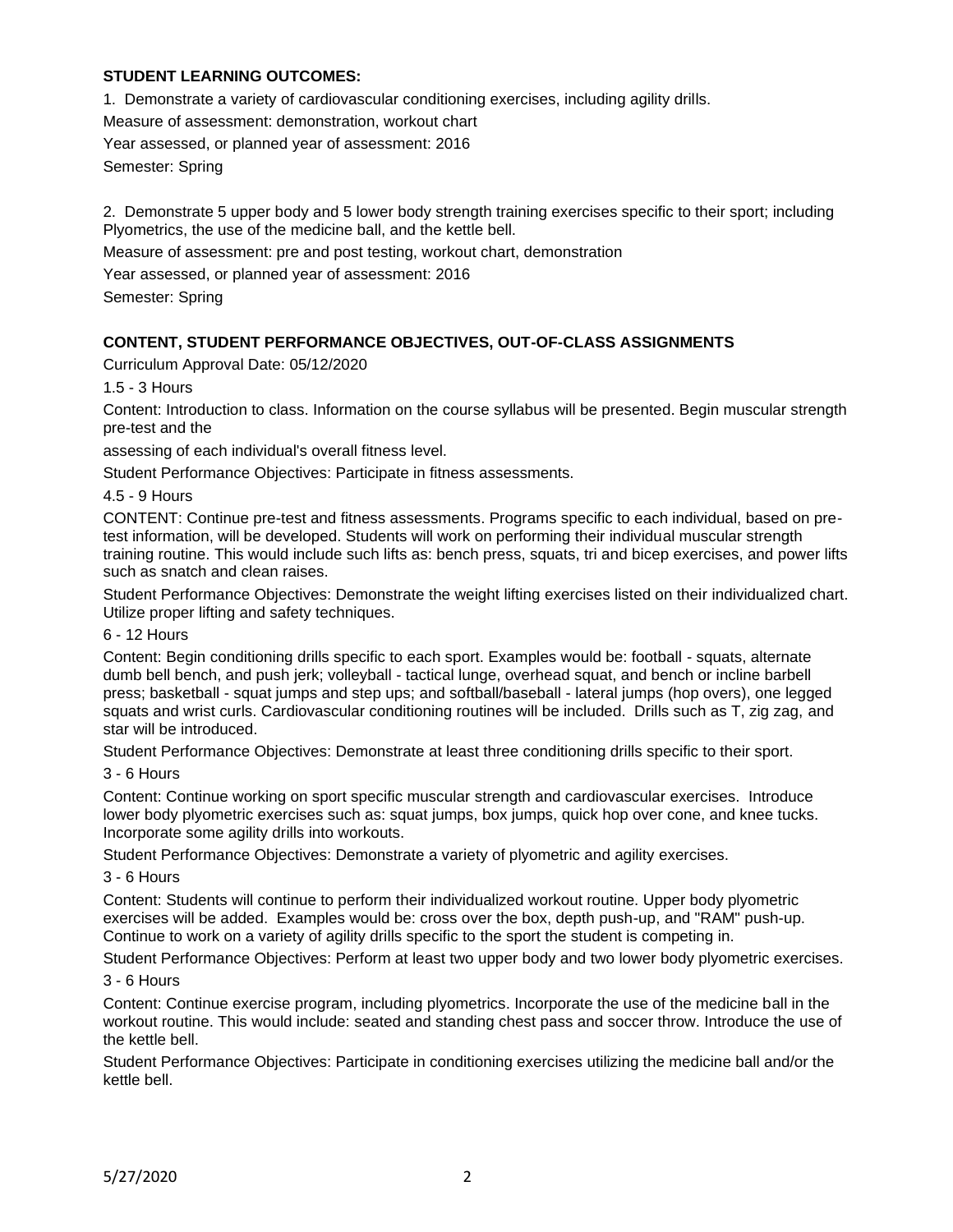**STUDENT LEARNING OUTCOMES:**

1. Demonstrate a variety of cardiovascular conditioning exercises, including agility drills.

Measure of assessment: demonstration, workout chart

Year assessed, or planned year of assessment: 2016

Semester: Spring

2. Demonstrate 5 upper body and 5 lower body strength training exercises specific to their sport; including Plyometrics, the use of the medicine ball, and the kettle bell.

Measure of assessment: pre and post testing, workout chart, demonstration

Year assessed, or planned year of assessment: 2016

Semester: Spring

**CONTENT, STUDENT PERFORMANCE OBJECTIVES, OUT-OF-CLASS ASSIGNMENTS**

Curriculum Approval Date: 05/12/2020

1.5 - 3 Hours

Content: Introduction to class. Information on the course syllabus will be presented. Begin muscular strength pre-test and the

assessing of each individual's overall fitness level.

Student Performance Objectives: Participate in fitness assessments.

4.5 - 9 Hours

CONTENT: Continue pre-test and fitness assessments. Programs specific to each individual, based on pre-test information, will be developed. Students will work on performing their individual muscular strength training routine. This would include such lifts as: bench press, squats, tri and bicep exercises, and power lifts such as snatch and clean raises.

Student Performance Objectives: Demonstrate the weight lifting exercises listed on their individualized chart. Utilize proper lifting and safety techniques.

6 - 12 Hours

Content: Begin conditioning drills specific to each sport. Examples would be: football - squats, alternate dumb bell bench, and push jerk; volleyball - tactical lunge, overhead squat, and bench or incline barbell press; basketball - squat jumps and step ups; and softball/baseball - lateral jumps (hop overs), one legged squats and wrist curls. Cardiovascular conditioning routines will be included. Drills such as T, zig zag, and star will be introduced.

Student Performance Objectives: Demonstrate at least three conditioning drills specific to their sport.

3 - 6 Hours

Content: Continue working on sport specific muscular strength and cardiovascular exercises. Introduce lower body plyometric exercises such as: squat jumps, box jumps, quick hop over cone, and knee tucks. Incorporate some agility drills into workouts.

Student Performance Objectives: Demonstrate a variety of plyometric and agility exercises.

3 - 6 Hours

Content: Students will continue to perform their individualized workout routine. Upper body plyometric exercises will be added. Examples would be: cross over the box, depth push-up, and "RAM" push-up. Continue to work on a variety of agility drills specific to the sport the student is competing in.

Student Performance Objectives: Perform at least two upper body and two lower body plyometric exercises.

3 - 6 Hours

Content: Continue exercise program, including plyometrics. Incorporate the use of the medicine ball in the workout routine. This would include: seated and standing chest pass and soccer throw. Introduce the use of the kettle bell.

Student Performance Objectives: Participate in conditioning exercises utilizing the medicine ball and/or the kettle bell.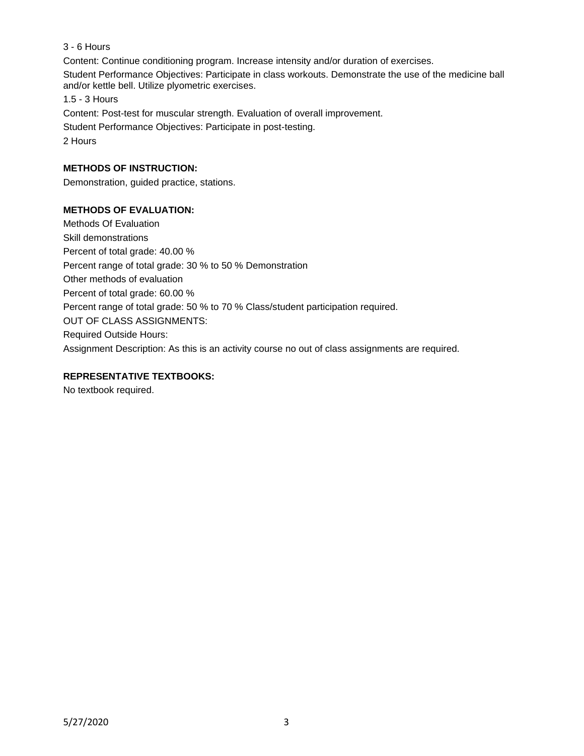3 - 6 Hours

Content: Continue conditioning program. Increase intensity and/or duration of exercises.

Student Performance Objectives: Participate in class workouts. Demonstrate the use of the medicine ball and/or kettle bell. Utilize plyometric exercises.

1.5 - 3 Hours

Content: Post-test for muscular strength. Evaluation of overall improvement.

Student Performance Objectives: Participate in post-testing.

2 Hours

**METHODS OF INSTRUCTION:**

Demonstration, guided practice, stations.

**METHODS OF EVALUATION:**

Methods Of Evaluation

Skill demonstrations

Percent of total grade: 40.00 %

Percent range of total grade: 30 % to 50 % Demonstration

Other methods of evaluation

Percent of total grade: 60.00 %

Percent range of total grade: 50 % to 70 % Class/student participation required.

OUT OF CLASS ASSIGNMENTS:

Required Outside Hours:

Assignment Description: As this is an activity course no out of class assignments are required.

**REPRESENTATIVE TEXTBOOKS:**

No textbook required.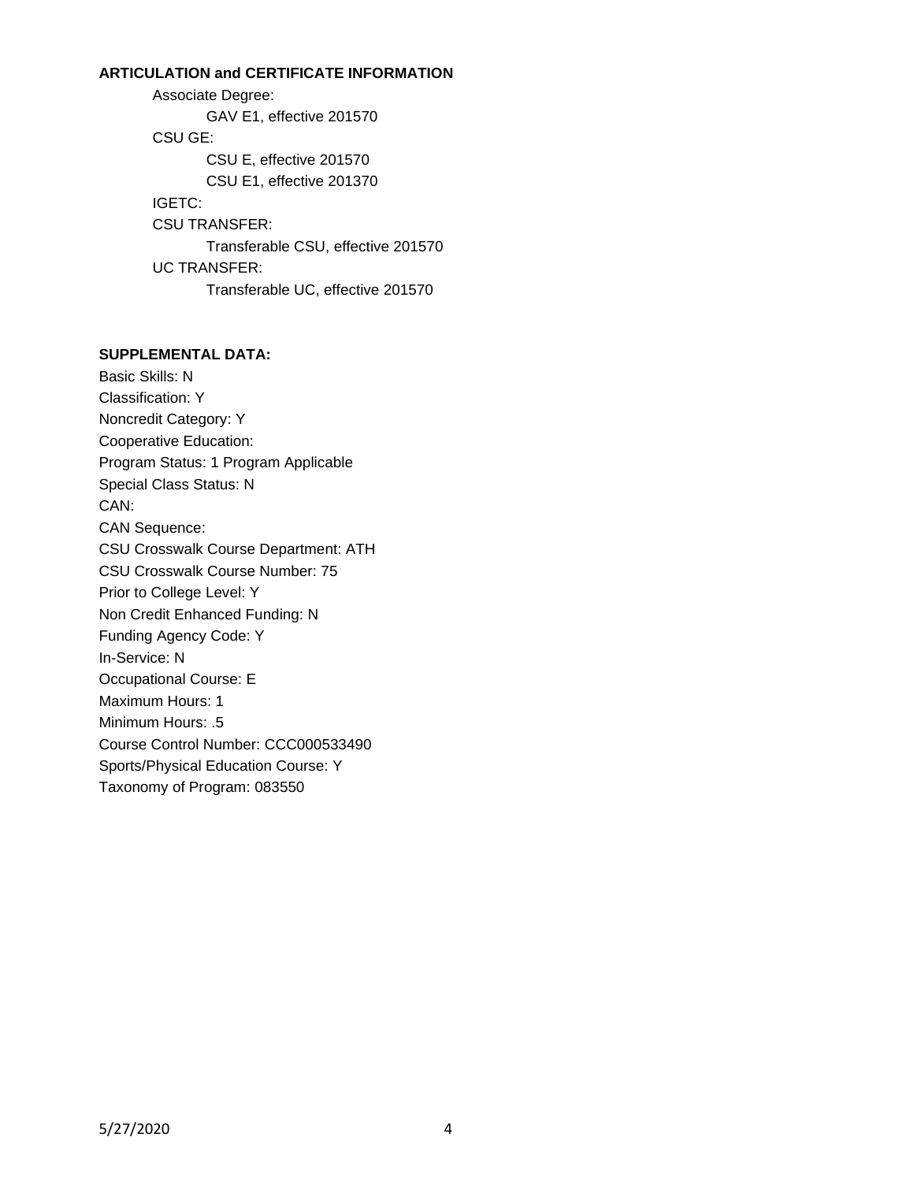**ARTICULATION and CERTIFICATE INFORMATION**

- Associate Degree:
  - GAV E1, effective 201570
- CSU GE:
  - CSU E, effective 201570
  - CSU E1, effective 201370
- IGETC:
- CSU TRANSFER:
  - Transferable CSU, effective 201570
- UC TRANSFER:
  - Transferable UC, effective 201570

**SUPPLEMENTAL DATA:**

Basic Skills: N
Classification: Y
Noncredit Category: Y
Cooperative Education:
Program Status: 1 Program Applicable
Special Class Status: N
CAN:
CAN Sequence:
CSU Crosswalk Course Department: ATH
CSU Crosswalk Course Number: 75
Prior to College Level: Y
Non Credit Enhanced Funding: N
Funding Agency Code: Y
In-Service: N
Occupational Course: E
Maximum Hours: 1
Minimum Hours: .5
Course Control Number: CCC000533490
Sports/Physical Education Course: Y
Taxonomy of Program: 083550